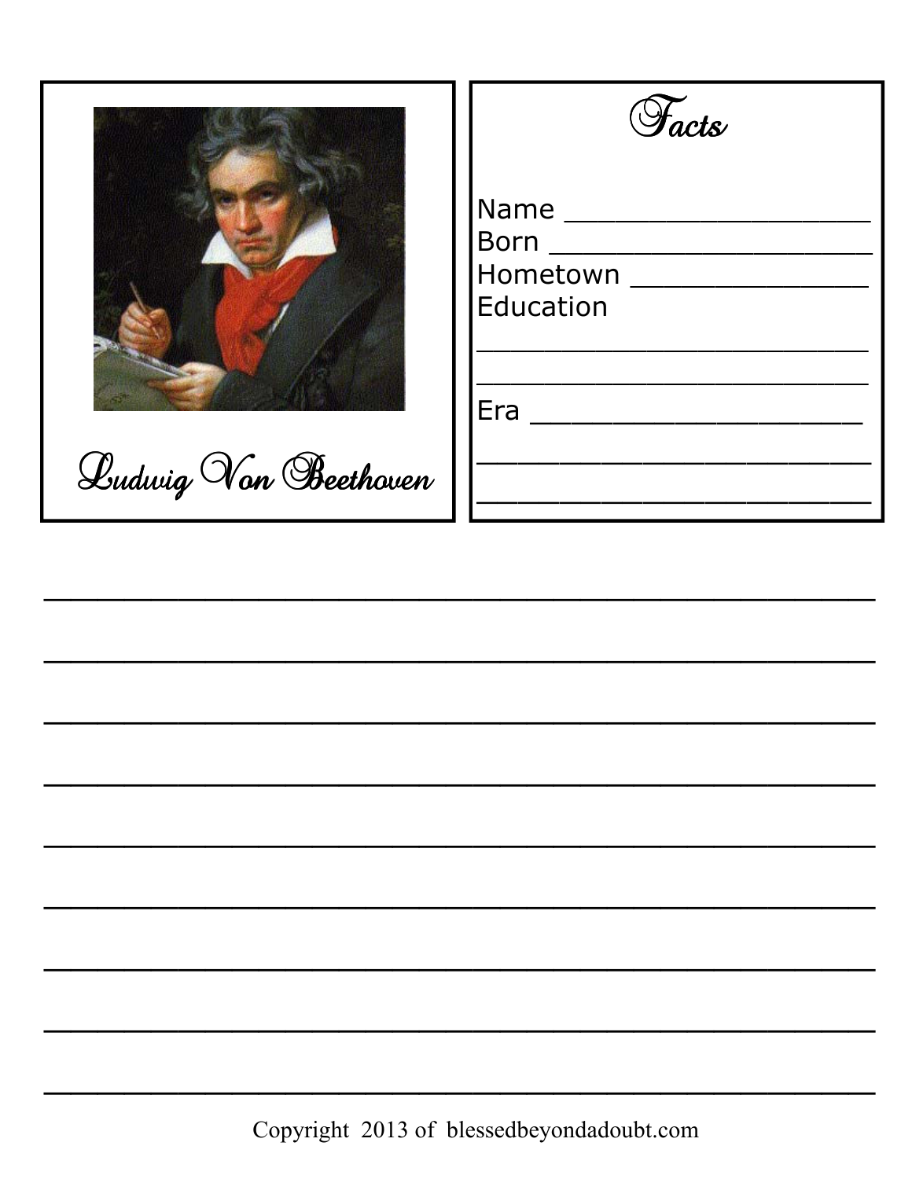Ludwig Von Beethoven

## Facts

Name ___________________

Born ____________________

Hometown _______________

Education

_________________________

_________________________

Era ____________________

_________________________

_________________________

_______________________________________________

_______________________________________________

_______________________________________________

_______________________________________________

_______________________________________________

_______________________________________________

_______________________________________________

_______________________________________________

_______________________________________________

Copyright 2013 of blessedbeyondadoubt.com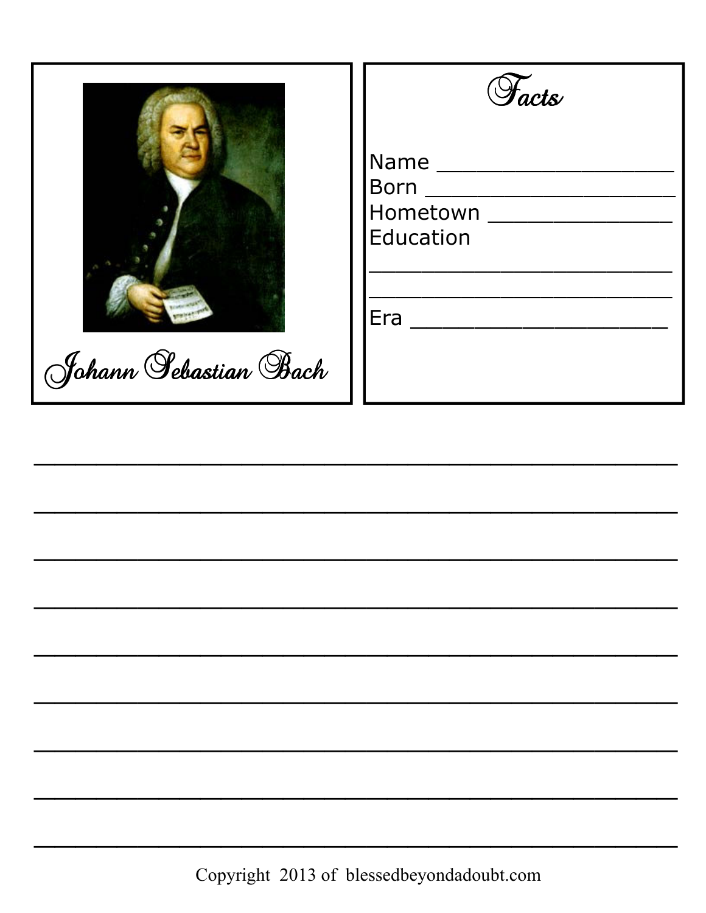Johann Sebastian Bach

## Facts

Name ___________________

Born ____________________

Hometown _______________

Education

_________________________

_________________________

Era ____________________

___________________________________________________

___________________________________________________

___________________________________________________

___________________________________________________

___________________________________________________

___________________________________________________

___________________________________________________

___________________________________________________

___________________________________________________

Copyright 2013 of blessedbeyondadoubt.com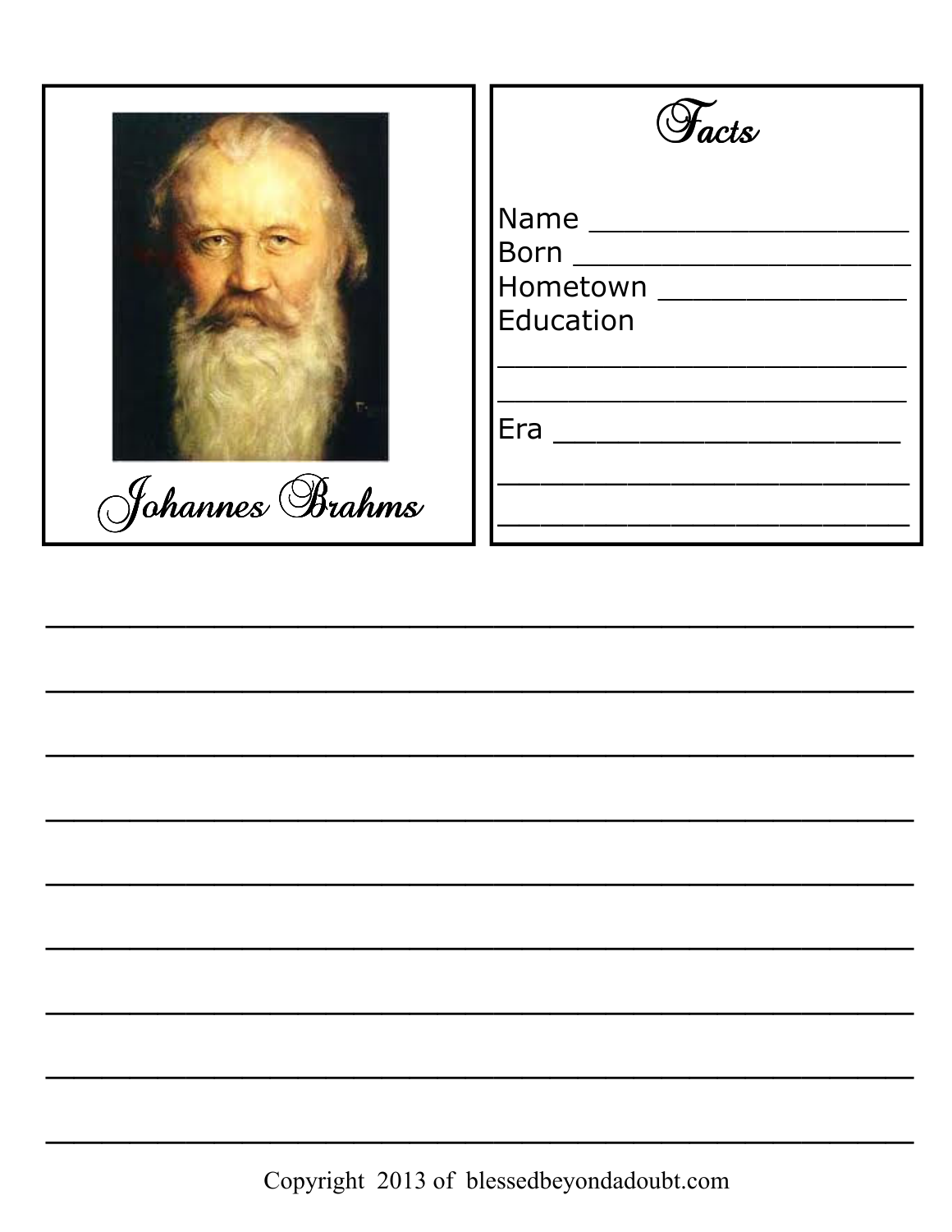Johannes Brahms

## Facts

Name ____________________
Born _____________________
Hometown _______________
Education
__________________________
__________________________
Era _____________________
__________________________
__________________________

________________________________________________________________
________________________________________________________________
________________________________________________________________
________________________________________________________________
________________________________________________________________
________________________________________________________________
________________________________________________________________
________________________________________________________________
________________________________________________________________

Copyright 2013 of blessedbeyondadoubt.com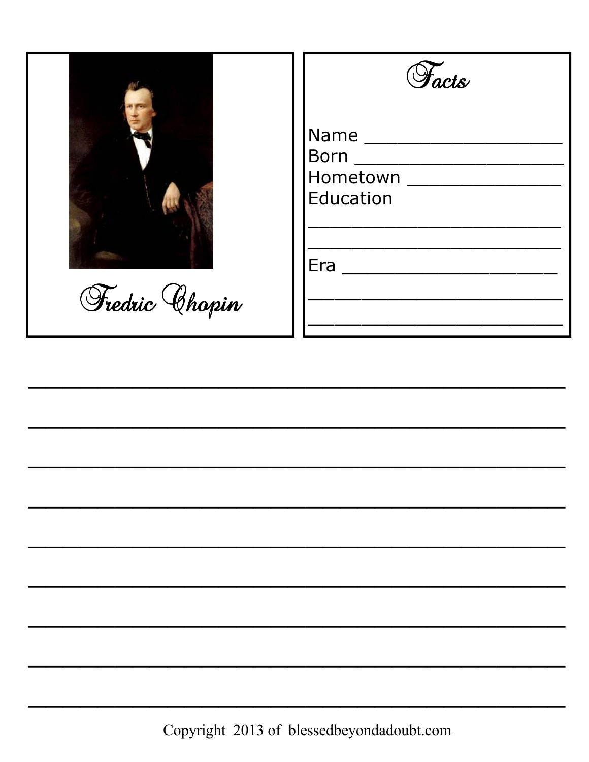Fredric Chopin

## Facts

Name ____________________

Born ____________________

Hometown ________________

Education

__________________________

__________________________

Era ______________________

__________________________

__________________________

______________________________________________________________

______________________________________________________________

______________________________________________________________

______________________________________________________________

______________________________________________________________

______________________________________________________________

______________________________________________________________

______________________________________________________________

______________________________________________________________

Copyright 2013 of blessedbeyondadoubt.com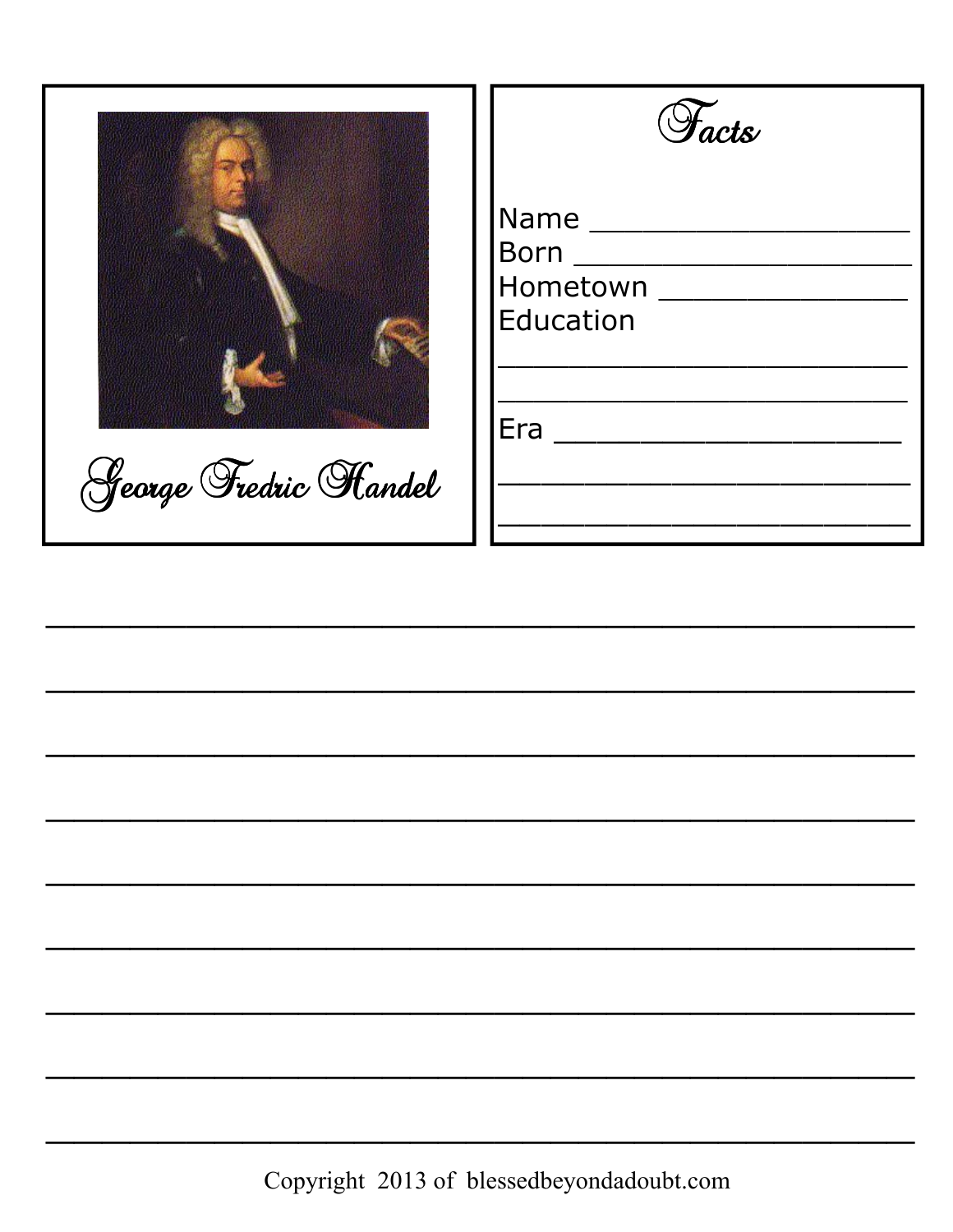George Fredric Handel

## Facts

Name ___________________

Born ____________________

Hometown ______________

Education

________________________

________________________

Era ____________________

________________________

________________________

________________________________________________

________________________________________________

________________________________________________

________________________________________________

________________________________________________

________________________________________________

________________________________________________

________________________________________________

________________________________________________

Copyright 2013 of blessedbeyondadoubt.com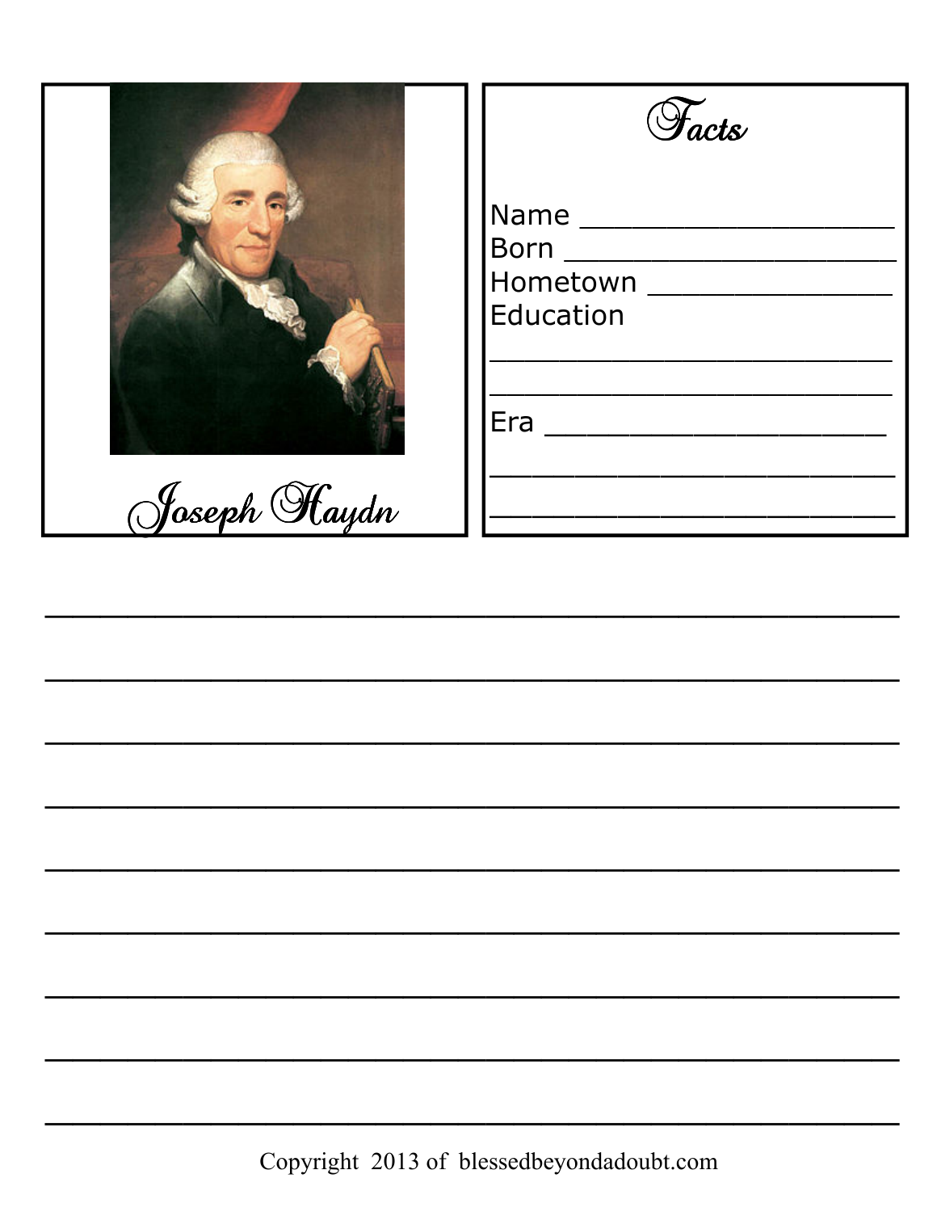Joseph Haydn

## Facts

Name ___________________

Born ____________________

Hometown ______________

Education

_________________________

_________________________

Era _____________________

_________________________

_________________________

_______________________________________________

_______________________________________________

_______________________________________________

_______________________________________________

_______________________________________________

_______________________________________________

_______________________________________________

_______________________________________________

_______________________________________________

Copyright 2013 of blessedbeyondadoubt.com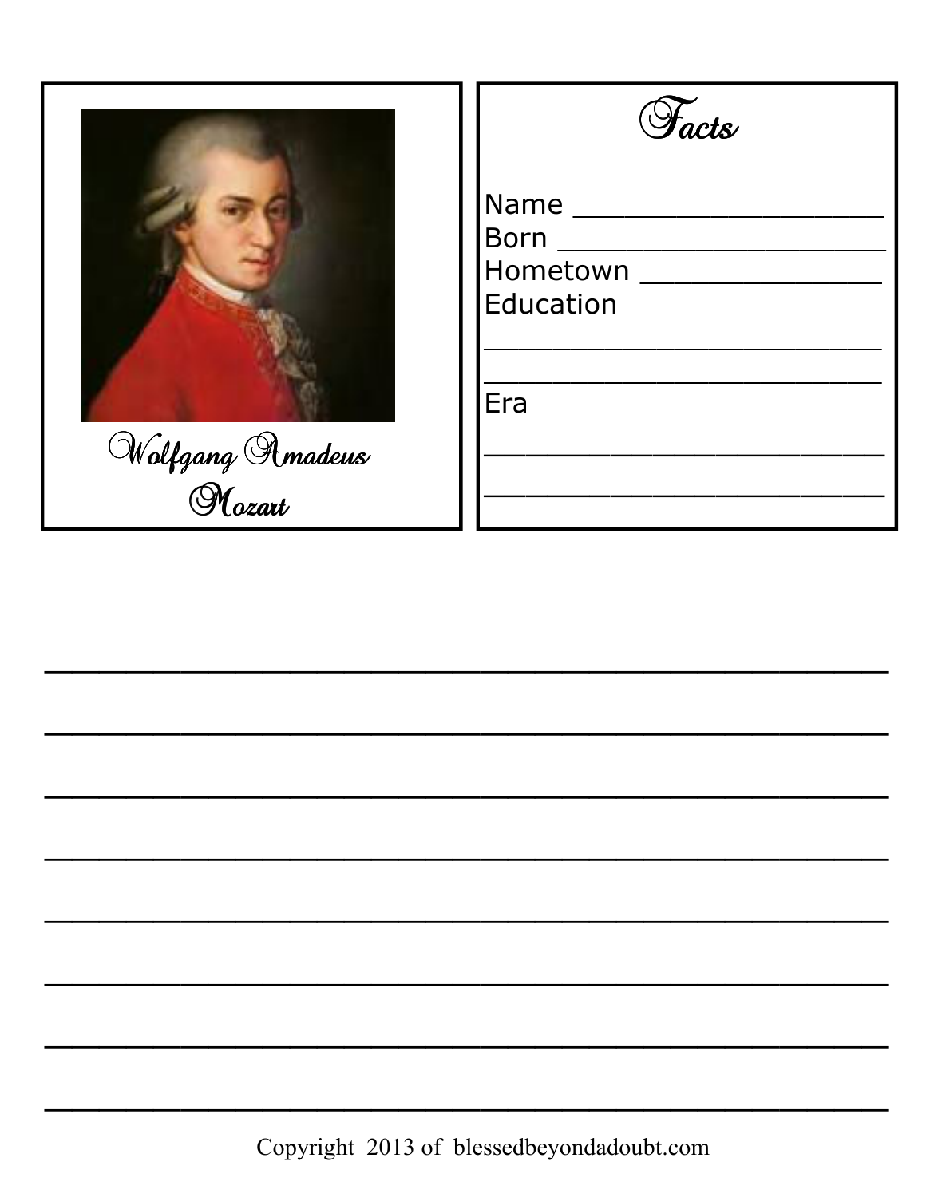Wolfgang Amadeus Mozart

## Facts

Name ___________________

Born ____________________

Hometown _______________

Education

________________________

________________________

Era

________________________

________________________

________________________________________________________________

________________________________________________________________

________________________________________________________________

________________________________________________________________

________________________________________________________________

________________________________________________________________

________________________________________________________________

________________________________________________________________

Copyright 2013 of blessedbeyondadoubt.com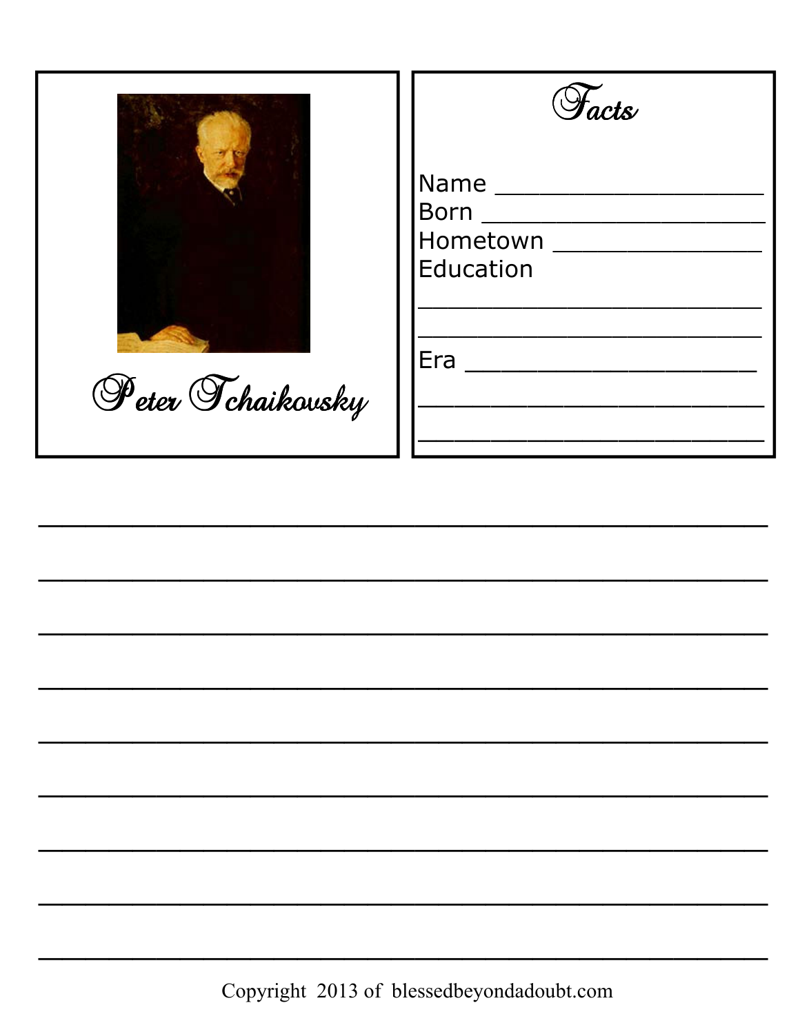Peter Tchaikovsky

## Facts

Name ____________________
Born _____________________
Hometown ________________
Education
_________________________
_________________________
Era ______________________
_________________________
_________________________

_________________________________________________________________
_________________________________________________________________
_________________________________________________________________
_________________________________________________________________
_________________________________________________________________
_________________________________________________________________
_________________________________________________________________
_________________________________________________________________
_________________________________________________________________

Copyright 2013 of blessedbeyondadoubt.com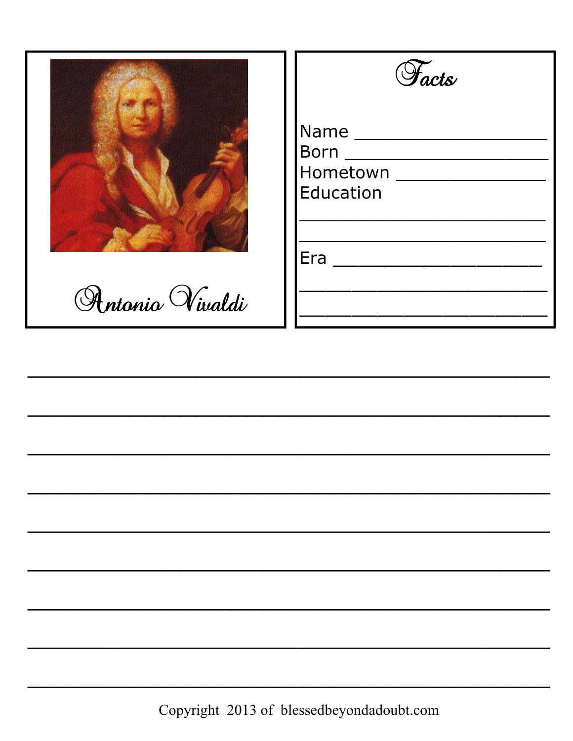Antonio Vivaldi

## Facts

Name ____________________

Born ____________________

Hometown ________________

Education

__________________________

__________________________

Era _____________________

__________________________

__________________________

_______________________________________________________________

_______________________________________________________________

_______________________________________________________________

_______________________________________________________________

_______________________________________________________________

_______________________________________________________________

_______________________________________________________________

_______________________________________________________________

_______________________________________________________________

Copyright 2013 of blessedbeyondadoubt.com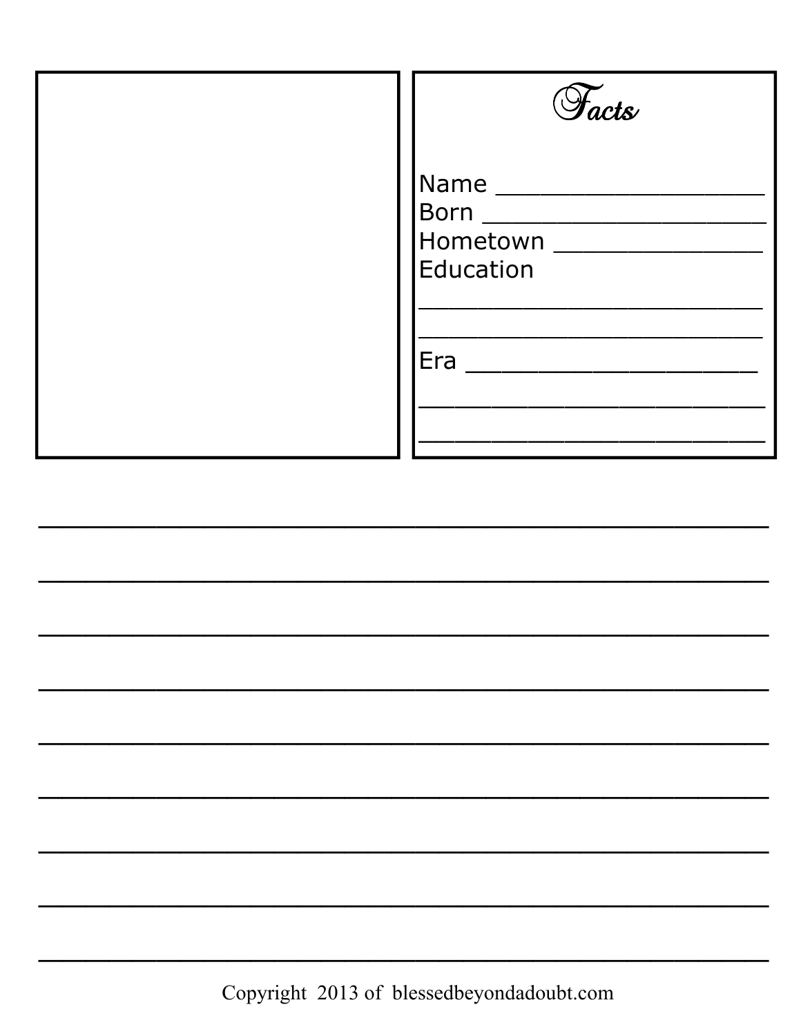## Facts

Name ____________________

Born _____________________

Hometown _______________

Education

_________________________

_________________________

Era ______________________

_________________________

_________________________

______________________________________________________________

______________________________________________________________

______________________________________________________________

______________________________________________________________

______________________________________________________________

______________________________________________________________

______________________________________________________________

______________________________________________________________

______________________________________________________________

Copyright 2013 of blessedbeyondadoubt.com